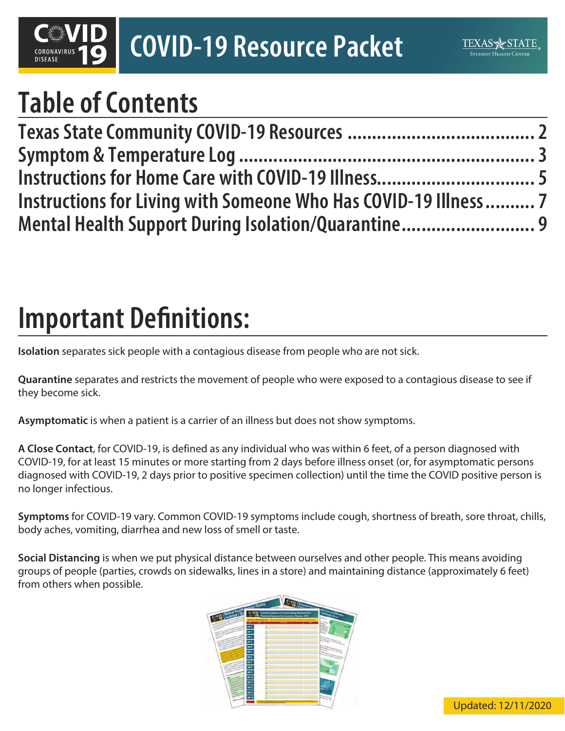# COVID-19 Resource Packet

## Table of Contents

Texas State Community COVID-19 Resources .................................... 2
Symptom & Temperature Log ........................................................ 3
Instructions for Home Care with COVID-19 Illness.............................. 5
Instructions for Living with Someone Who Has COVID-19 Illness.......... 7
Mental Health Support During Isolation/Quarantine.......................... 9

## Important Definitions:

**Isolation** separates sick people with a contagious disease from people who are not sick.

**Quarantine** separates and restricts the movement of people who were exposed to a contagious disease to see if they become sick.

**Asymptomatic** is when a patient is a carrier of an illness but does not show symptoms.

**A Close Contact**, for COVID-19, is defined as any individual who was within 6 feet, of a person diagnosed with COVID-19, for at least 15 minutes or more starting from 2 days before illness onset (or, for asymptomatic persons diagnosed with COVID-19, 2 days prior to positive specimen collection) until the time the COVID positive person is no longer infectious.

**Symptoms** for COVID-19 vary. Common COVID-19 symptoms include cough, shortness of breath, sore throat, chills, body aches, vomiting, diarrhea and new loss of smell or taste.

**Social Distancing** is when we put physical distance between ourselves and other people. This means avoiding groups of people (parties, crowds on sidewalks, lines in a store) and maintaining distance (approximately 6 feet) from others when possible.

Updated: 12/11/2020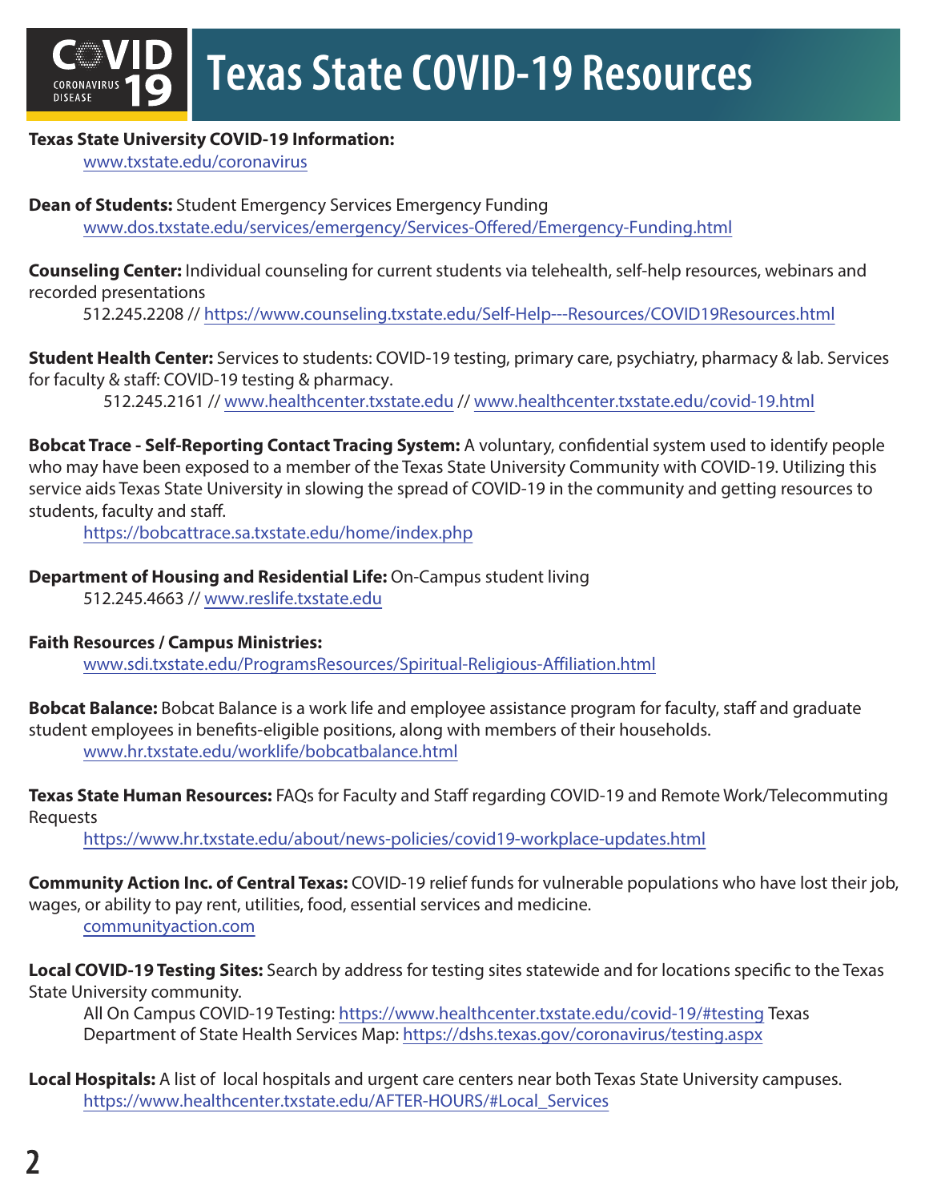# Texas State COVID-19 Resources

**Texas State University COVID-19 Information:**
www.txstate.edu/coronavirus

**Dean of Students:** Student Emergency Services Emergency Funding
www.dos.txstate.edu/services/emergency/Services-Offered/Emergency-Funding.html

**Counseling Center:** Individual counseling for current students via telehealth, self-help resources, webinars and recorded presentations
512.245.2208 // https://www.counseling.txstate.edu/Self-Help---Resources/COVID19Resources.html

**Student Health Center:** Services to students: COVID-19 testing, primary care, psychiatry, pharmacy & lab. Services for faculty & staff: COVID-19 testing & pharmacy.
512.245.2161 // www.healthcenter.txstate.edu // www.healthcenter.txstate.edu/covid-19.html

**Bobcat Trace - Self-Reporting Contact Tracing System:** A voluntary, confidential system used to identify people who may have been exposed to a member of the Texas State University Community with COVID-19. Utilizing this service aids Texas State University in slowing the spread of COVID-19 in the community and getting resources to students, faculty and staff.
https://bobcattrace.sa.txstate.edu/home/index.php

**Department of Housing and Residential Life:** On-Campus student living
512.245.4663 // www.reslife.txstate.edu

**Faith Resources / Campus Ministries:**
www.sdi.txstate.edu/ProgramsResources/Spiritual-Religious-Affiliation.html

**Bobcat Balance:** Bobcat Balance is a work life and employee assistance program for faculty, staff and graduate student employees in benefits-eligible positions, along with members of their households.
www.hr.txstate.edu/worklife/bobcatbalance.html

**Texas State Human Resources:** FAQs for Faculty and Staff regarding COVID-19 and Remote Work/Telecommuting Requests
https://www.hr.txstate.edu/about/news-policies/covid19-workplace-updates.html

**Community Action Inc. of Central Texas:** COVID-19 relief funds for vulnerable populations who have lost their job, wages, or ability to pay rent, utilities, food, essential services and medicine.
communityaction.com

**Local COVID-19 Testing Sites:** Search by address for testing sites statewide and for locations specific to the Texas State University community.
All On Campus COVID-19 Testing: https://www.healthcenter.txstate.edu/covid-19/#testing Texas Department of State Health Services Map: https://dshs.texas.gov/coronavirus/testing.aspx

**Local Hospitals:** A list of local hospitals and urgent care centers near both Texas State University campuses.
https://www.healthcenter.txstate.edu/AFTER-HOURS/#Local_Services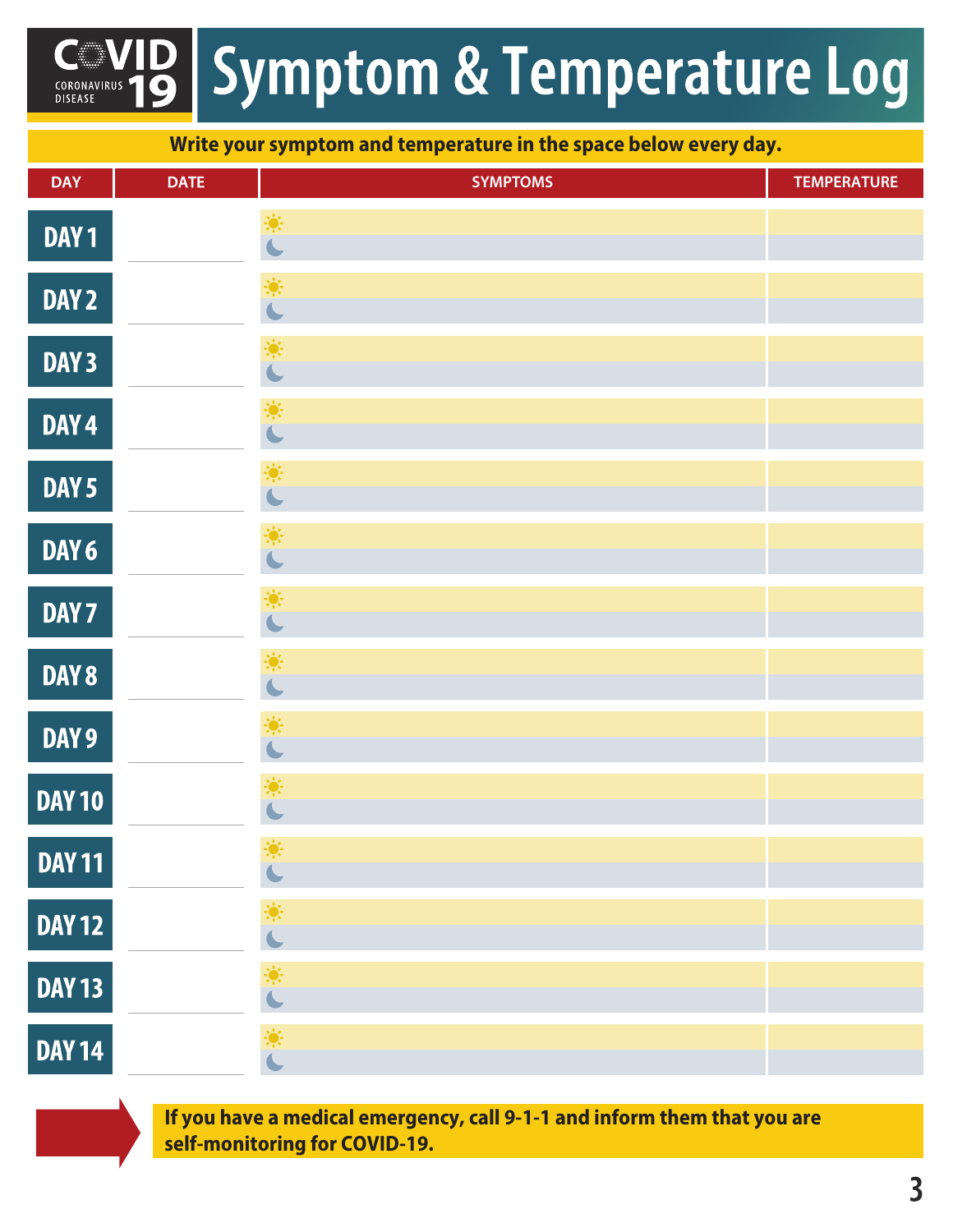# COVID 19 CORONAVIRUS DISEASE

# Symptom & Temperature Log

**Write your symptom and temperature in the space below every day.**

| DAY | DATE | SYMPTOMS | TEMPERATURE |
|---|---|---|---|
| DAY 1 | | ☀ | |
| | | ☾ | |
| DAY 2 | | ☀ | |
| | | ☾ | |
| DAY 3 | | ☀ | |
| | | ☾ | |
| DAY 4 | | ☀ | |
| | | ☾ | |
| DAY 5 | | ☀ | |
| | | ☾ | |
| DAY 6 | | ☀ | |
| | | ☾ | |
| DAY 7 | | ☀ | |
| | | ☾ | |
| DAY 8 | | ☀ | |
| | | ☾ | |
| DAY 9 | | ☀ | |
| | | ☾ | |
| DAY 10 | | ☀ | |
| | | ☾ | |
| DAY 11 | | ☀ | |
| | | ☾ | |
| DAY 12 | | ☀ | |
| | | ☾ | |
| DAY 13 | | ☀ | |
| | | ☾ | |
| DAY 14 | | ☀ | |
| | | ☾ | |

**If you have a medical emergency, call 9-1-1 and inform them that you are self-monitoring for COVID-19.**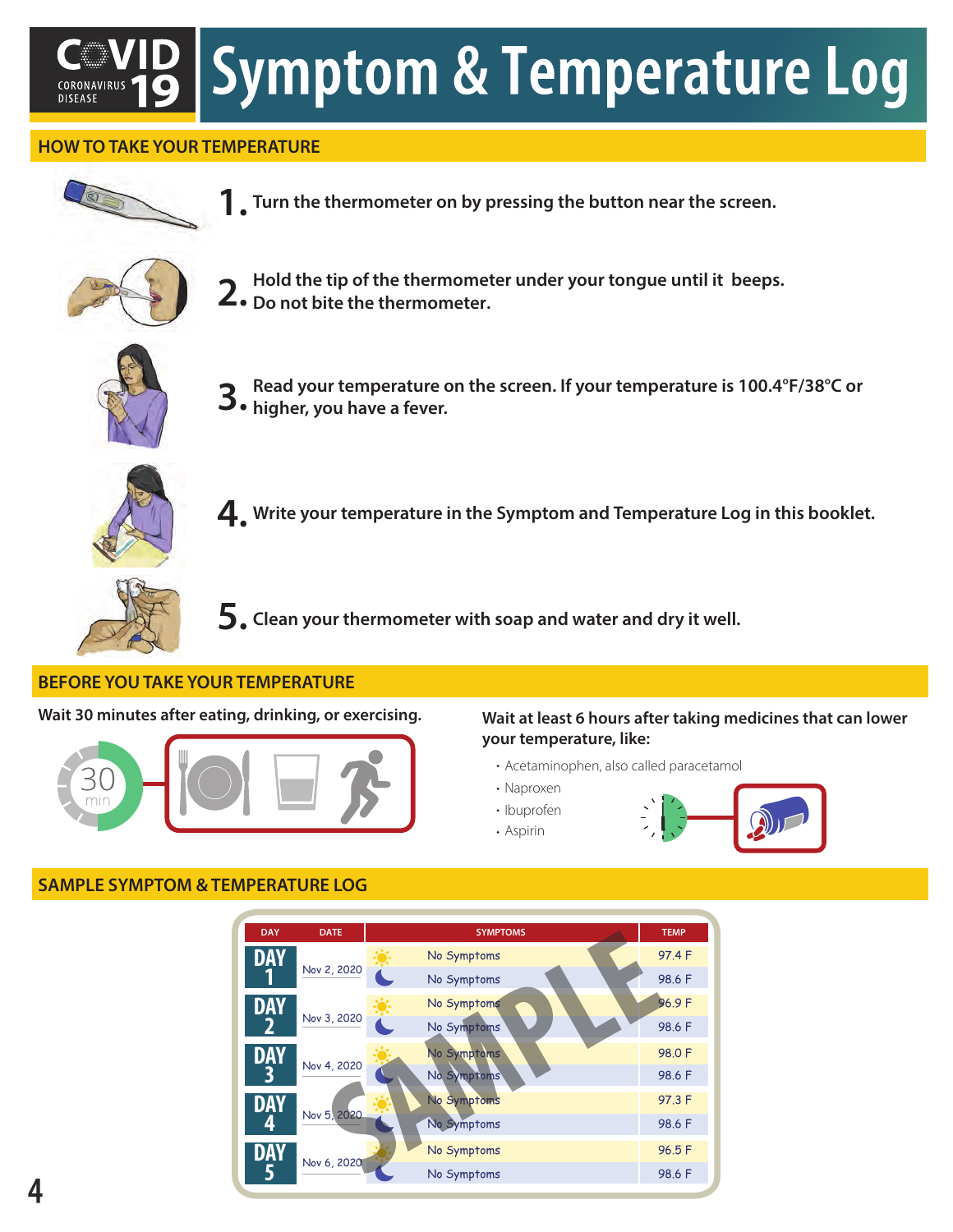# COVID-19 Symptom & Temperature Log

## HOW TO TAKE YOUR TEMPERATURE

1. Turn the thermometer on by pressing the button near the screen.
2. Hold the tip of the thermometer under your tongue until it beeps. Do not bite the thermometer.
3. Read your temperature on the screen. If your temperature is 100.4°F/38°C or higher, you have a fever.
4. Write your temperature in the Symptom and Temperature Log in this booklet.
5. Clean your thermometer with soap and water and dry it well.

## BEFORE YOU TAKE YOUR TEMPERATURE

Wait 30 minutes after eating, drinking, or exercising.

30 min

Wait at least 6 hours after taking medicines that can lower your temperature, like:

- Acetaminophen, also called paracetamol
- Naproxen
- Ibuprofen
- Aspirin

## SAMPLE SYMPTOM & TEMPERATURE LOG

| DAY | DATE | | SYMPTOMS | TEMP |
|---|---|---|---|---|
| DAY 1 | Nov 2, 2020 | Day | No Symptoms | 97.4 F |
| | | Night | No Symptoms | 98.6 F |
| DAY 2 | Nov 3, 2020 | Day | No Symptoms | 96.9 F |
| | | Night | No Symptoms | 98.6 F |
| DAY 3 | Nov 4, 2020 | Day | No Symptoms | 98.0 F |
| | | Night | No Symptoms | 98.6 F |
| DAY 4 | Nov 5, 2020 | Day | No Symptoms | 97.3 F |
| | | Night | No Symptoms | 98.6 F |
| DAY 5 | Nov 6, 2020 | Day | No Symptoms | 96.5 F |
| | | Night | No Symptoms | 98.6 F |

SAMPLE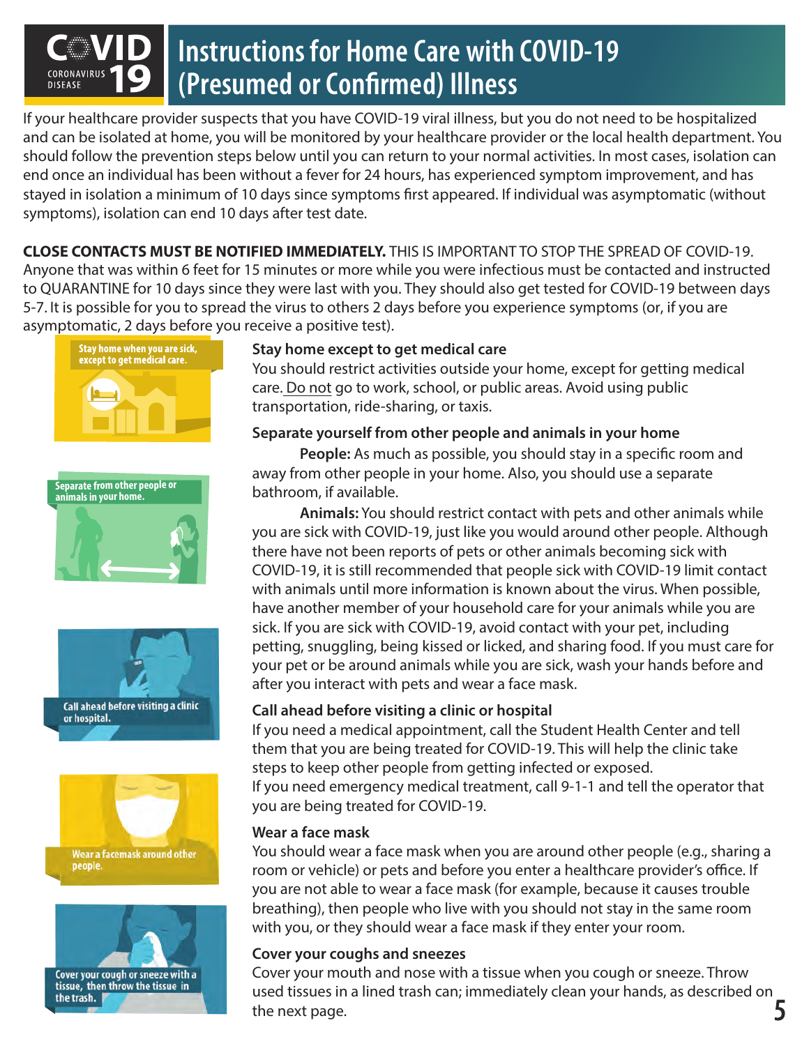# Instructions for Home Care with COVID-19 (Presumed or Confirmed) Illness

If your healthcare provider suspects that you have COVID-19 viral illness, but you do not need to be hospitalized and can be isolated at home, you will be monitored by your healthcare provider or the local health department. You should follow the prevention steps below until you can return to your normal activities. In most cases, isolation can end once an individual has been without a fever for 24 hours, has experienced symptom improvement, and has stayed in isolation a minimum of 10 days since symptoms first appeared. If individual was asymptomatic (without symptoms), isolation can end 10 days after test date.

**CLOSE CONTACTS MUST BE NOTIFIED IMMEDIATELY.** THIS IS IMPORTANT TO STOP THE SPREAD OF COVID-19. Anyone that was within 6 feet for 15 minutes or more while you were infectious must be contacted and instructed to QUARANTINE for 10 days since they were last with you. They should also get tested for COVID-19 between days 5-7. It is possible for you to spread the virus to others 2 days before you experience symptoms (or, if you are asymptomatic, 2 days before you receive a positive test).

Stay home when you are sick, except to get medical care.

Separate from other people or animals in your home.

Call ahead before visiting a clinic or hospital.

Wear a facemask around other people.

Cover your cough or sneeze with a tissue, then throw the tissue in the trash.

### Stay home except to get medical care

You should restrict activities outside your home, except for getting medical care. Do not go to work, school, or public areas. Avoid using public transportation, ride-sharing, or taxis.

### Separate yourself from other people and animals in your home

**People:** As much as possible, you should stay in a specific room and away from other people in your home. Also, you should use a separate bathroom, if available.

**Animals:** You should restrict contact with pets and other animals while you are sick with COVID-19, just like you would around other people. Although there have not been reports of pets or other animals becoming sick with COVID-19, it is still recommended that people sick with COVID-19 limit contact with animals until more information is known about the virus. When possible, have another member of your household care for your animals while you are sick. If you are sick with COVID-19, avoid contact with your pet, including petting, snuggling, being kissed or licked, and sharing food. If you must care for your pet or be around animals while you are sick, wash your hands before and after you interact with pets and wear a face mask.

### Call ahead before visiting a clinic or hospital

If you need a medical appointment, call the Student Health Center and tell them that you are being treated for COVID-19. This will help the clinic take steps to keep other people from getting infected or exposed.
If you need emergency medical treatment, call 9-1-1 and tell the operator that you are being treated for COVID-19.

### Wear a face mask

You should wear a face mask when you are around other people (e.g., sharing a room or vehicle) or pets and before you enter a healthcare provider's office. If you are not able to wear a face mask (for example, because it causes trouble breathing), then people who live with you should not stay in the same room with you, or they should wear a face mask if they enter your room.

### Cover your coughs and sneezes

Cover your mouth and nose with a tissue when you cough or sneeze. Throw used tissues in a lined trash can; immediately clean your hands, as described on the next page.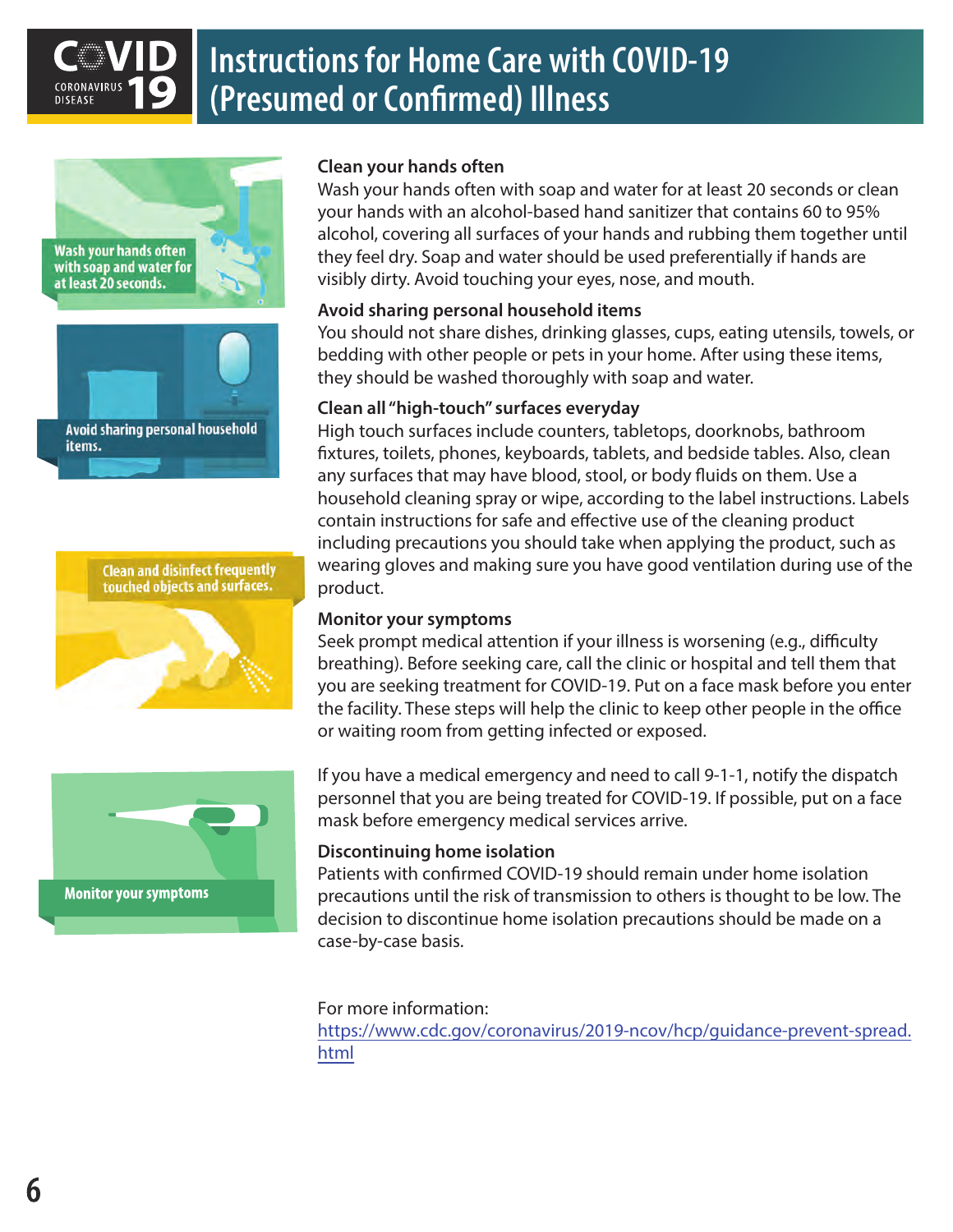# Instructions for Home Care with COVID-19 (Presumed or Confirmed) Illness

Wash your hands often with soap and water for at least 20 seconds.

Avoid sharing personal household items.

Clean and disinfect frequently touched objects and surfaces.

Monitor your symptoms

### Clean your hands often

Wash your hands often with soap and water for at least 20 seconds or clean your hands with an alcohol-based hand sanitizer that contains 60 to 95% alcohol, covering all surfaces of your hands and rubbing them together until they feel dry. Soap and water should be used preferentially if hands are visibly dirty. Avoid touching your eyes, nose, and mouth.

### Avoid sharing personal household items

You should not share dishes, drinking glasses, cups, eating utensils, towels, or bedding with other people or pets in your home. After using these items, they should be washed thoroughly with soap and water.

### Clean all "high-touch" surfaces everyday

High touch surfaces include counters, tabletops, doorknobs, bathroom fixtures, toilets, phones, keyboards, tablets, and bedside tables. Also, clean any surfaces that may have blood, stool, or body fluids on them. Use a household cleaning spray or wipe, according to the label instructions. Labels contain instructions for safe and effective use of the cleaning product including precautions you should take when applying the product, such as wearing gloves and making sure you have good ventilation during use of the product.

### Monitor your symptoms

Seek prompt medical attention if your illness is worsening (e.g., difficulty breathing). Before seeking care, call the clinic or hospital and tell them that you are seeking treatment for COVID-19. Put on a face mask before you enter the facility. These steps will help the clinic to keep other people in the office or waiting room from getting infected or exposed.

If you have a medical emergency and need to call 9-1-1, notify the dispatch personnel that you are being treated for COVID-19. If possible, put on a face mask before emergency medical services arrive.

### Discontinuing home isolation

Patients with confirmed COVID-19 should remain under home isolation precautions until the risk of transmission to others is thought to be low. The decision to discontinue home isolation precautions should be made on a case-by-case basis.

For more information:
https://www.cdc.gov/coronavirus/2019-ncov/hcp/guidance-prevent-spread.html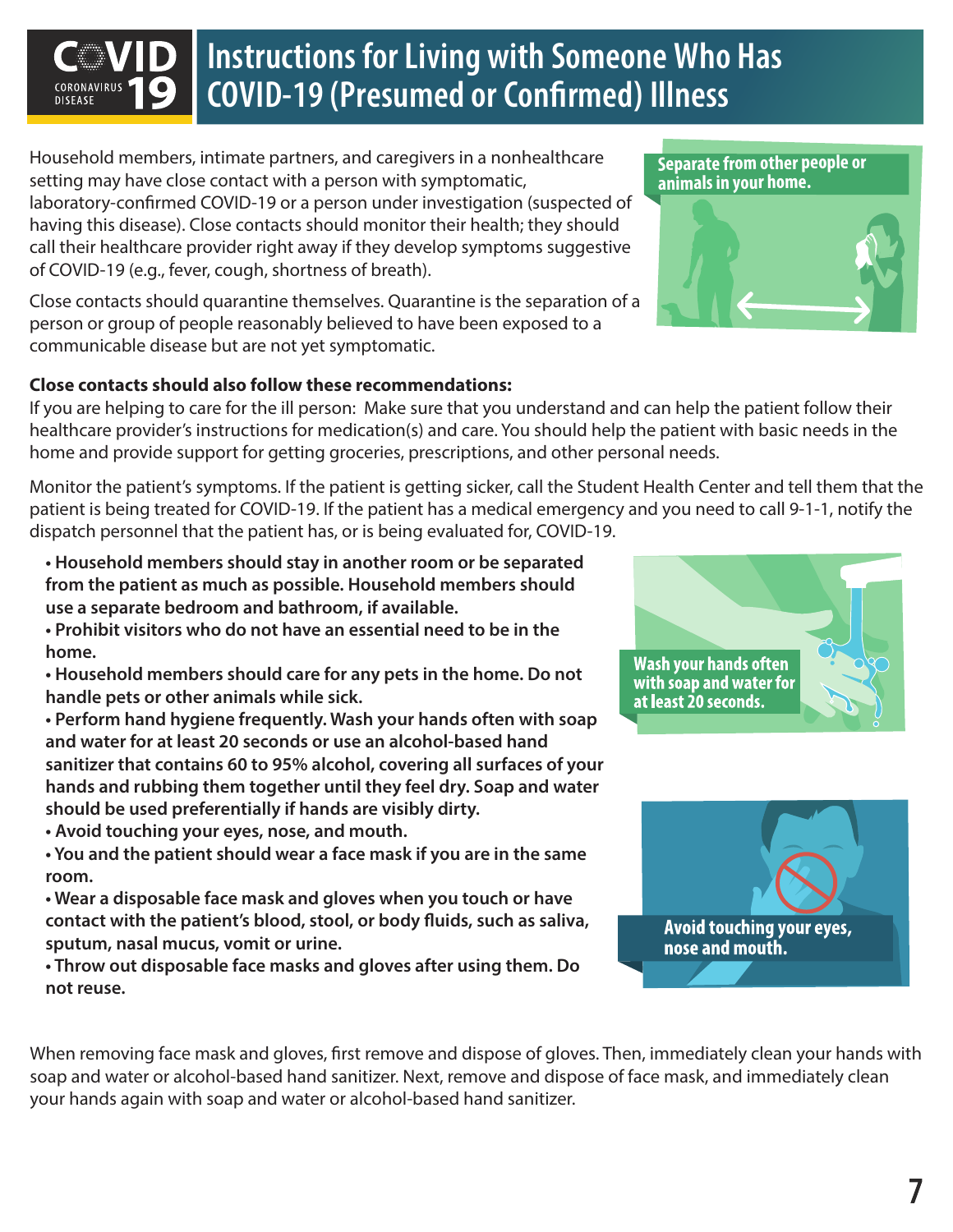# Instructions for Living with Someone Who Has COVID-19 (Presumed or Confirmed) Illness

Household members, intimate partners, and caregivers in a nonhealthcare setting may have close contact with a person with symptomatic, laboratory-confirmed COVID-19 or a person under investigation (suspected of having this disease). Close contacts should monitor their health; they should call their healthcare provider right away if they develop symptoms suggestive of COVID-19 (e.g., fever, cough, shortness of breath).

Close contacts should quarantine themselves. Quarantine is the separation of a person or group of people reasonably believed to have been exposed to a communicable disease but are not yet symptomatic.

**Separate from other people or animals in your home.**

**Close contacts should also follow these recommendations:**

If you are helping to care for the ill person: Make sure that you understand and can help the patient follow their healthcare provider's instructions for medication(s) and care. You should help the patient with basic needs in the home and provide support for getting groceries, prescriptions, and other personal needs.

Monitor the patient's symptoms. If the patient is getting sicker, call the Student Health Center and tell them that the patient is being treated for COVID-19. If the patient has a medical emergency and you need to call 9-1-1, notify the dispatch personnel that the patient has, or is being evaluated for, COVID-19.

- **Household members should stay in another room or be separated from the patient as much as possible. Household members should use a separate bedroom and bathroom, if available.**
- **Prohibit visitors who do not have an essential need to be in the home.**
- **Household members should care for any pets in the home. Do not handle pets or other animals while sick.**
- **Perform hand hygiene frequently. Wash your hands often with soap and water for at least 20 seconds or use an alcohol-based hand sanitizer that contains 60 to 95% alcohol, covering all surfaces of your hands and rubbing them together until they feel dry. Soap and water should be used preferentially if hands are visibly dirty.**
- **Avoid touching your eyes, nose, and mouth.**
- **You and the patient should wear a face mask if you are in the same room.**
- **Wear a disposable face mask and gloves when you touch or have contact with the patient's blood, stool, or body fluids, such as saliva, sputum, nasal mucus, vomit or urine.**
- **Throw out disposable face masks and gloves after using them. Do not reuse.**

**Wash your hands often with soap and water for at least 20 seconds.**

**Avoid touching your eyes, nose and mouth.**

When removing face mask and gloves, first remove and dispose of gloves. Then, immediately clean your hands with soap and water or alcohol-based hand sanitizer. Next, remove and dispose of face mask, and immediately clean your hands again with soap and water or alcohol-based hand sanitizer.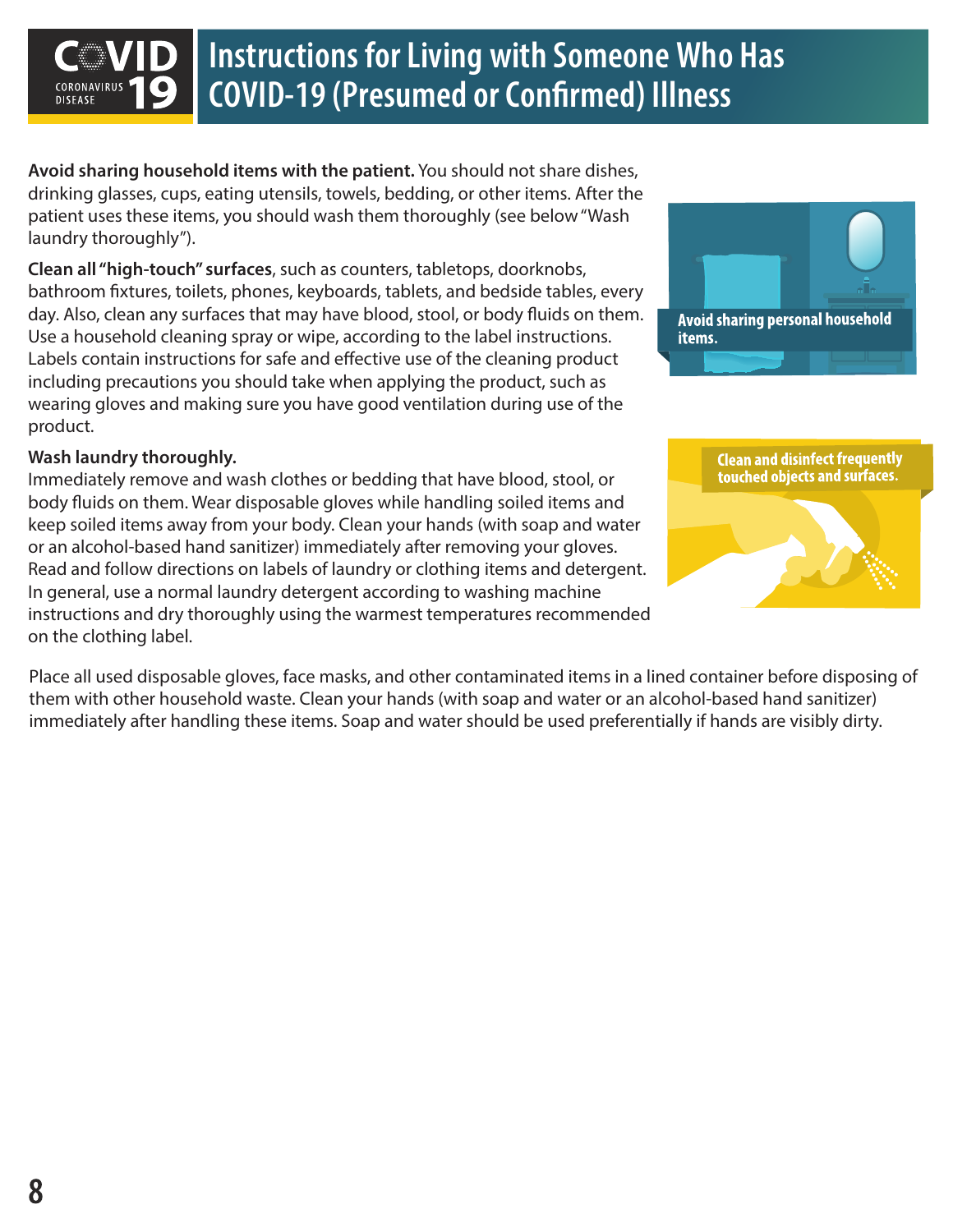# Instructions for Living with Someone Who Has COVID-19 (Presumed or Confirmed) Illness

**Avoid sharing household items with the patient.** You should not share dishes, drinking glasses, cups, eating utensils, towels, bedding, or other items. After the patient uses these items, you should wash them thoroughly (see below "Wash laundry thoroughly").

**Clean all "high-touch" surfaces**, such as counters, tabletops, doorknobs, bathroom fixtures, toilets, phones, keyboards, tablets, and bedside tables, every day. Also, clean any surfaces that may have blood, stool, or body fluids on them. Use a household cleaning spray or wipe, according to the label instructions. Labels contain instructions for safe and effective use of the cleaning product including precautions you should take when applying the product, such as wearing gloves and making sure you have good ventilation during use of the product.

Avoid sharing personal household items.

**Wash laundry thoroughly.**

Immediately remove and wash clothes or bedding that have blood, stool, or body fluids on them. Wear disposable gloves while handling soiled items and keep soiled items away from your body. Clean your hands (with soap and water or an alcohol-based hand sanitizer) immediately after removing your gloves. Read and follow directions on labels of laundry or clothing items and detergent. In general, use a normal laundry detergent according to washing machine instructions and dry thoroughly using the warmest temperatures recommended on the clothing label.

Clean and disinfect frequently touched objects and surfaces.

Place all used disposable gloves, face masks, and other contaminated items in a lined container before disposing of them with other household waste. Clean your hands (with soap and water or an alcohol-based hand sanitizer) immediately after handling these items. Soap and water should be used preferentially if hands are visibly dirty.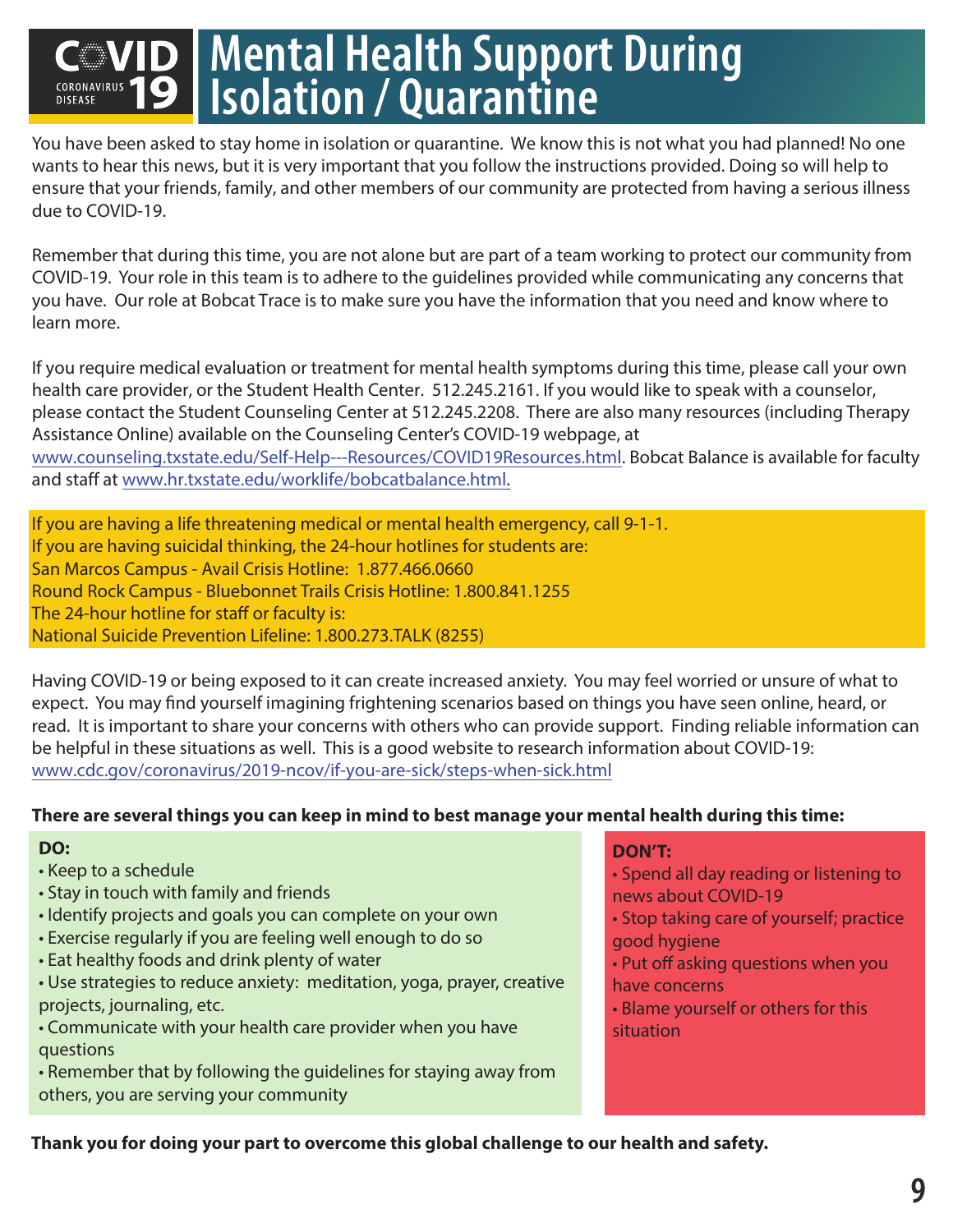# COVID 19 CORONAVIRUS DISEASE Mental Health Support During Isolation / Quarantine

You have been asked to stay home in isolation or quarantine. We know this is not what you had planned! No one wants to hear this news, but it is very important that you follow the instructions provided. Doing so will help to ensure that your friends, family, and other members of our community are protected from having a serious illness due to COVID-19.

Remember that during this time, you are not alone but are part of a team working to protect our community from COVID-19. Your role in this team is to adhere to the guidelines provided while communicating any concerns that you have. Our role at Bobcat Trace is to make sure you have the information that you need and know where to learn more.

If you require medical evaluation or treatment for mental health symptoms during this time, please call your own health care provider, or the Student Health Center. 512.245.2161. If you would like to speak with a counselor, please contact the Student Counseling Center at 512.245.2208. There are also many resources (including Therapy Assistance Online) available on the Counseling Center's COVID-19 webpage, at www.counseling.txstate.edu/Self-Help---Resources/COVID19Resources.html. Bobcat Balance is available for faculty and staff at www.hr.txstate.edu/worklife/bobcatbalance.html.

If you are having a life threatening medical or mental health emergency, call 9-1-1.
If you are having suicidal thinking, the 24-hour hotlines for students are:
San Marcos Campus - Avail Crisis Hotline: 1.877.466.0660
Round Rock Campus - Bluebonnet Trails Crisis Hotline: 1.800.841.1255
The 24-hour hotline for staff or faculty is:
National Suicide Prevention Lifeline: 1.800.273.TALK (8255)

Having COVID-19 or being exposed to it can create increased anxiety. You may feel worried or unsure of what to expect. You may find yourself imagining frightening scenarios based on things you have seen online, heard, or read. It is important to share your concerns with others who can provide support. Finding reliable information can be helpful in these situations as well. This is a good website to research information about COVID-19: www.cdc.gov/coronavirus/2019-ncov/if-you-are-sick/steps-when-sick.html

**There are several things you can keep in mind to best manage your mental health during this time:**

**DO:**

- Keep to a schedule
- Stay in touch with family and friends
- Identify projects and goals you can complete on your own
- Exercise regularly if you are feeling well enough to do so
- Eat healthy foods and drink plenty of water
- Use strategies to reduce anxiety: meditation, yoga, prayer, creative projects, journaling, etc.
- Communicate with your health care provider when you have questions
- Remember that by following the guidelines for staying away from others, you are serving your community

**DON'T:**

- Spend all day reading or listening to news about COVID-19
- Stop taking care of yourself; practice good hygiene
- Put off asking questions when you have concerns
- Blame yourself or others for this situation

**Thank you for doing your part to overcome this global challenge to our health and safety.**